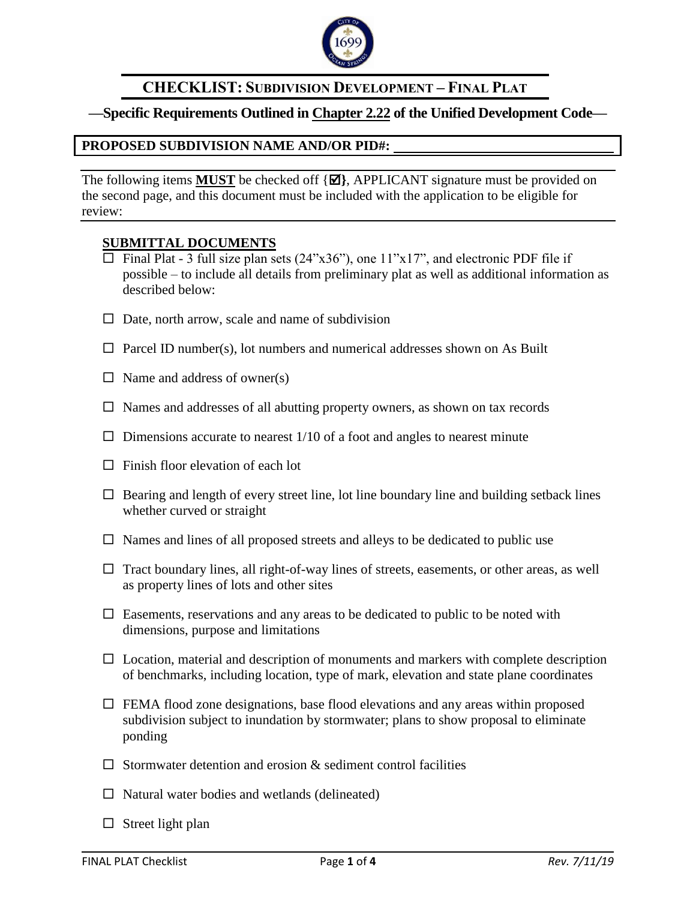# CHECKLIST: SUBDIVISION DEVELOPMENT – FINAL PLAT

**—Specific Requirements Outlined in Chapter 2.22 of the Unified Development Code—**

**PROPOSED SUBDIVISION NAME AND/OR PID#: ______________________________**

The following items **MUST** be checked off {☑}, APPLICANT signature must be provided on the second page, and this document must be included with the application to be eligible for review:

## SUBMITTAL DOCUMENTS

- ☐ Final Plat - 3 full size plan sets (24"x36"), one 11"x17", and electronic PDF file if possible – to include all details from preliminary plat as well as additional information as described below:
- ☐ Date, north arrow, scale and name of subdivision
- ☐ Parcel ID number(s), lot numbers and numerical addresses shown on As Built
- ☐ Name and address of owner(s)
- ☐ Names and addresses of all abutting property owners, as shown on tax records
- ☐ Dimensions accurate to nearest 1/10 of a foot and angles to nearest minute
- ☐ Finish floor elevation of each lot
- ☐ Bearing and length of every street line, lot line boundary line and building setback lines whether curved or straight
- ☐ Names and lines of all proposed streets and alleys to be dedicated to public use
- ☐ Tract boundary lines, all right-of-way lines of streets, easements, or other areas, as well as property lines of lots and other sites
- ☐ Easements, reservations and any areas to be dedicated to public to be noted with dimensions, purpose and limitations
- ☐ Location, material and description of monuments and markers with complete description of benchmarks, including location, type of mark, elevation and state plane coordinates
- ☐ FEMA flood zone designations, base flood elevations and any areas within proposed subdivision subject to inundation by stormwater; plans to show proposal to eliminate ponding
- ☐ Stormwater detention and erosion & sediment control facilities
- ☐ Natural water bodies and wetlands (delineated)
- ☐ Street light plan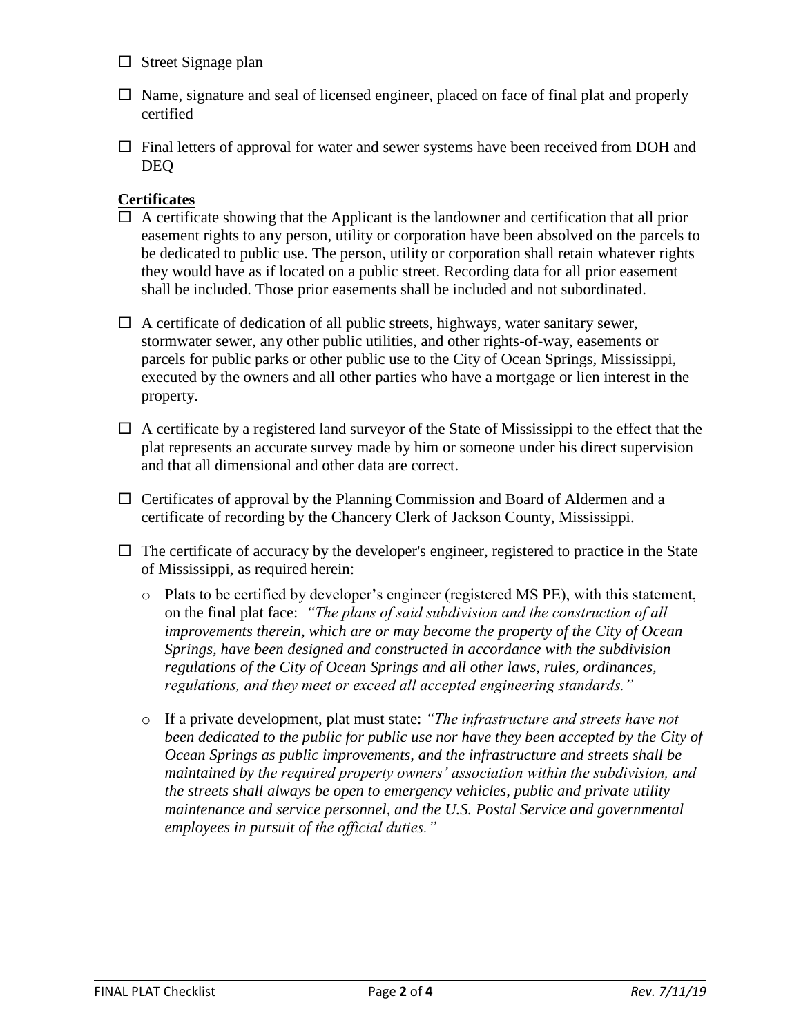- ☐ Street Signage plan

- ☐ Name, signature and seal of licensed engineer, placed on face of final plat and properly certified

- ☐ Final letters of approval for water and sewer systems have been received from DOH and DEQ

**Certificates**

- ☐ A certificate showing that the Applicant is the landowner and certification that all prior easement rights to any person, utility or corporation have been absolved on the parcels to be dedicated to public use. The person, utility or corporation shall retain whatever rights they would have as if located on a public street. Recording data for all prior easement shall be included. Those prior easements shall be included and not subordinated.

- ☐ A certificate of dedication of all public streets, highways, water sanitary sewer, stormwater sewer, any other public utilities, and other rights-of-way, easements or parcels for public parks or other public use to the City of Ocean Springs, Mississippi, executed by the owners and all other parties who have a mortgage or lien interest in the property.

- ☐ A certificate by a registered land surveyor of the State of Mississippi to the effect that the plat represents an accurate survey made by him or someone under his direct supervision and that all dimensional and other data are correct.

- ☐ Certificates of approval by the Planning Commission and Board of Aldermen and a certificate of recording by the Chancery Clerk of Jackson County, Mississippi.

- ☐ The certificate of accuracy by the developer's engineer, registered to practice in the State of Mississippi, as required herein:

  - Plats to be certified by developer's engineer (registered MS PE), with this statement, on the final plat face: *"The plans of said subdivision and the construction of all improvements therein, which are or may become the property of the City of Ocean Springs, have been designed and constructed in accordance with the subdivision regulations of the City of Ocean Springs and all other laws, rules, ordinances, regulations, and they meet or exceed all accepted engineering standards."*

  - If a private development, plat must state: *"The infrastructure and streets have not been dedicated to the public for public use nor have they been accepted by the City of Ocean Springs as public improvements, and the infrastructure and streets shall be maintained by the required property owners' association within the subdivision, and the streets shall always be open to emergency vehicles, public and private utility maintenance and service personnel, and the U.S. Postal Service and governmental employees in pursuit of the official duties."*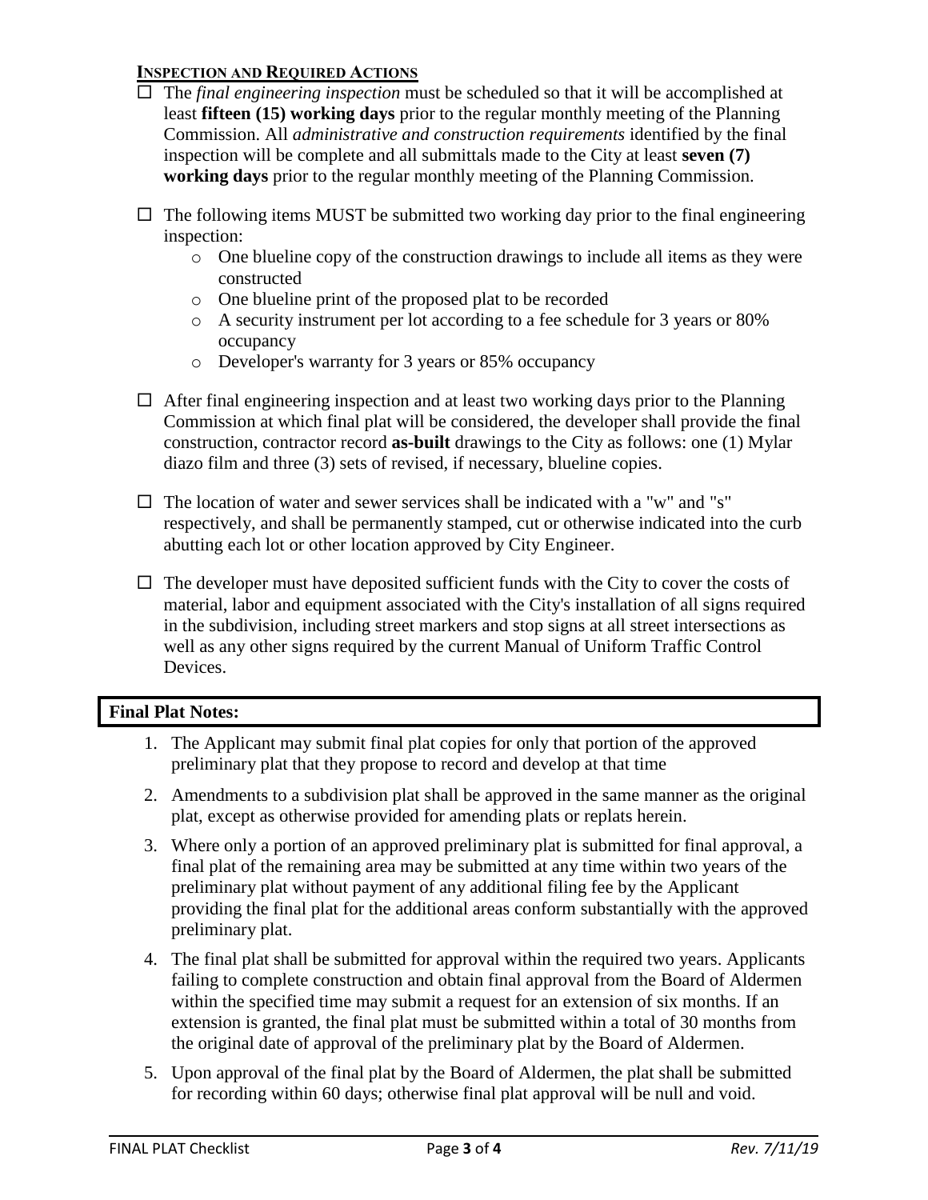## INSPECTION AND REQUIRED ACTIONS

- ☐ The *final engineering inspection* must be scheduled so that it will be accomplished at least **fifteen (15) working days** prior to the regular monthly meeting of the Planning Commission. All *administrative and construction requirements* identified by the final inspection will be complete and all submittals made to the City at least **seven (7) working days** prior to the regular monthly meeting of the Planning Commission.

- ☐ The following items MUST be submitted two working day prior to the final engineering inspection:
  - One blueline copy of the construction drawings to include all items as they were constructed
  - One blueline print of the proposed plat to be recorded
  - A security instrument per lot according to a fee schedule for 3 years or 80% occupancy
  - Developer's warranty for 3 years or 85% occupancy

- ☐ After final engineering inspection and at least two working days prior to the Planning Commission at which final plat will be considered, the developer shall provide the final construction, contractor record **as-built** drawings to the City as follows: one (1) Mylar diazo film and three (3) sets of revised, if necessary, blueline copies.

- ☐ The location of water and sewer services shall be indicated with a "w" and "s" respectively, and shall be permanently stamped, cut or otherwise indicated into the curb abutting each lot or other location approved by City Engineer.

- ☐ The developer must have deposited sufficient funds with the City to cover the costs of material, labor and equipment associated with the City's installation of all signs required in the subdivision, including street markers and stop signs at all street intersections as well as any other signs required by the current Manual of Uniform Traffic Control Devices.

## Final Plat Notes:

1. The Applicant may submit final plat copies for only that portion of the approved preliminary plat that they propose to record and develop at that time
2. Amendments to a subdivision plat shall be approved in the same manner as the original plat, except as otherwise provided for amending plats or replats herein.
3. Where only a portion of an approved preliminary plat is submitted for final approval, a final plat of the remaining area may be submitted at any time within two years of the preliminary plat without payment of any additional filing fee by the Applicant providing the final plat for the additional areas conform substantially with the approved preliminary plat.
4. The final plat shall be submitted for approval within the required two years. Applicants failing to complete construction and obtain final approval from the Board of Aldermen within the specified time may submit a request for an extension of six months. If an extension is granted, the final plat must be submitted within a total of 30 months from the original date of approval of the preliminary plat by the Board of Aldermen.
5. Upon approval of the final plat by the Board of Aldermen, the plat shall be submitted for recording within 60 days; otherwise final plat approval will be null and void.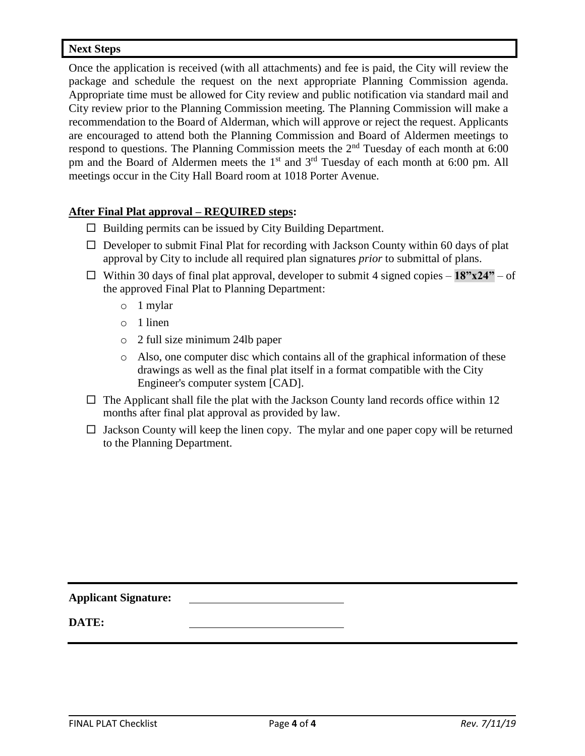## Next Steps

Once the application is received (with all attachments) and fee is paid, the City will review the package and schedule the request on the next appropriate Planning Commission agenda. Appropriate time must be allowed for City review and public notification via standard mail and City review prior to the Planning Commission meeting. The Planning Commission will make a recommendation to the Board of Alderman, which will approve or reject the request. Applicants are encouraged to attend both the Planning Commission and Board of Aldermen meetings to respond to questions. The Planning Commission meets the 2nd Tuesday of each month at 6:00 pm and the Board of Aldermen meets the 1st and 3rd Tuesday of each month at 6:00 pm. All meetings occur in the City Hall Board room at 1018 Porter Avenue.

**After Final Plat approval – REQUIRED steps:**

- ☐ Building permits can be issued by City Building Department.
- ☐ Developer to submit Final Plat for recording with Jackson County within 60 days of plat approval by City to include all required plan signatures *prior* to submittal of plans.
- ☐ Within 30 days of final plat approval, developer to submit 4 signed copies – **18"x24"** – of the approved Final Plat to Planning Department:
  - 1 mylar
  - 1 linen
  - 2 full size minimum 24lb paper
  - Also, one computer disc which contains all of the graphical information of these drawings as well as the final plat itself in a format compatible with the City Engineer's computer system [CAD].
- ☐ The Applicant shall file the plat with the Jackson County land records office within 12 months after final plat approval as provided by law.
- ☐ Jackson County will keep the linen copy. The mylar and one paper copy will be returned to the Planning Department.

**Applicant Signature:** ____________________________

**DATE:** ____________________________